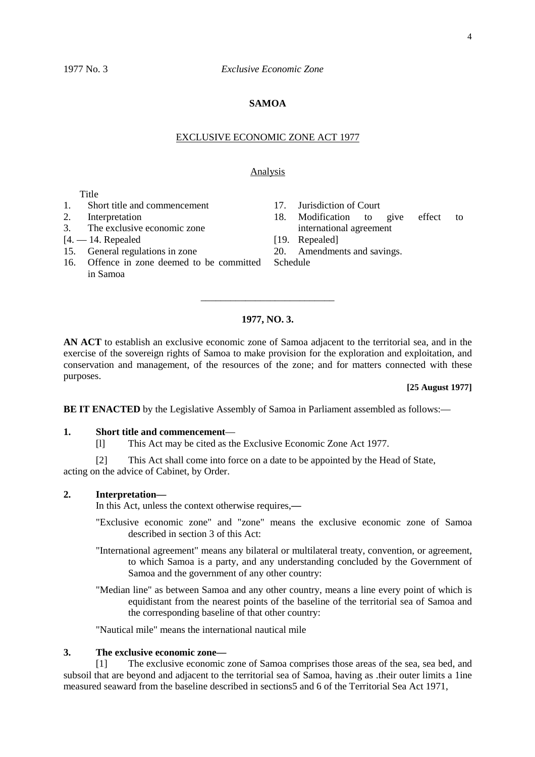**SAMOA**

EXCLUSIVE ECONOMIC ZONE ACT 1977

Analysis

Title
1. Short title and commencement
2. Interpretation
3. The exclusive economic zone
[4. — 14. Repealed
15. General regulations in zone
16. Offence in zone deemed to be committed in Samoa
17. Jurisdiction of Court
18. Modification to give effect to international agreement
[19. Repealed]
20. Amendments and savings.

Schedule

---

**1977, NO. 3.**

**AN ACT** to establish an exclusive economic zone of Samoa adjacent to the territorial sea, and in the exercise of the sovereign rights of Samoa to make provision for the exploration and exploitation, and conservation and management, of the resources of the zone; and for matters connected with these purposes.

**[25 August 1977]**

**BE IT ENACTED** by the Legislative Assembly of Samoa in Parliament assembled as follows:—

**1. Short title and commencement**—

[l] This Act may be cited as the Exclusive Economic Zone Act 1977.

[2] This Act shall come into force on a date to be appointed by the Head of State, acting on the advice of Cabinet, by Order.

**2. Interpretation—**

In this Act, unless the context otherwise requires,—

"Exclusive economic zone" and "zone" means the exclusive economic zone of Samoa described in section 3 of this Act:

"International agreement" means any bilateral or multilateral treaty, convention, or agreement, to which Samoa is a party, and any understanding concluded by the Government of Samoa and the government of any other country:

"Median line" as between Samoa and any other country, means a line every point of which is equidistant from the nearest points of the baseline of the territorial sea of Samoa and the corresponding baseline of that other country:

"Nautical mile" means the international nautical mile

**3. The exclusive economic zone—**

[1] The exclusive economic zone of Samoa comprises those areas of the sea, sea bed, and subsoil that are beyond and adjacent to the territorial sea of Samoa, having as .their outer limits a 1ine measured seaward from the baseline described in sections5 and 6 of the Territorial Sea Act 1971,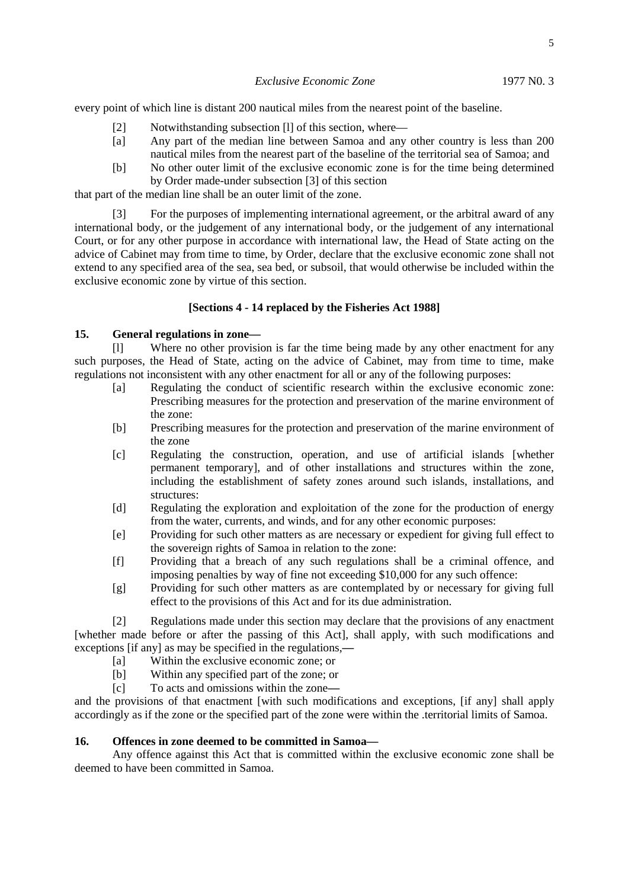every point of which line is distant 200 nautical miles from the nearest point of the baseline.

[2] Notwithstanding subsection [l] of this section, where—

[a] Any part of the median line between Samoa and any other country is less than 200 nautical miles from the nearest part of the baseline of the territorial sea of Samoa; and

[b] No other outer limit of the exclusive economic zone is for the time being determined by Order made-under subsection [3] of this section

that part of the median line shall be an outer limit of the zone.

[3] For the purposes of implementing international agreement, or the arbitral award of any international body, or the judgement of any international body, or the judgement of any international Court, or for any other purpose in accordance with international law, the Head of State acting on the advice of Cabinet may from time to time, by Order, declare that the exclusive economic zone shall not extend to any specified area of the sea, sea bed, or subsoil, that would otherwise be included within the exclusive economic zone by virtue of this section.

**[Sections 4 - 14 replaced by the Fisheries Act 1988]**

**15. General regulations in zone—**

[l] Where no other provision is far the time being made by any other enactment for any such purposes, the Head of State, acting on the advice of Cabinet, may from time to time, make regulations not inconsistent with any other enactment for all or any of the following purposes:

[a] Regulating the conduct of scientific research within the exclusive economic zone: Prescribing measures for the protection and preservation of the marine environment of the zone:

[b] Prescribing measures for the protection and preservation of the marine environment of the zone

[c] Regulating the construction, operation, and use of artificial islands [whether permanent temporary], and of other installations and structures within the zone, including the establishment of safety zones around such islands, installations, and structures:

[d] Regulating the exploration and exploitation of the zone for the production of energy from the water, currents, and winds, and for any other economic purposes:

[e] Providing for such other matters as are necessary or expedient for giving full effect to the sovereign rights of Samoa in relation to the zone:

[f] Providing that a breach of any such regulations shall be a criminal offence, and imposing penalties by way of fine not exceeding $10,000 for any such offence:

[g] Providing for such other matters as are contemplated by or necessary for giving full effect to the provisions of this Act and for its due administration.

[2] Regulations made under this section may declare that the provisions of any enactment [whether made before or after the passing of this Act], shall apply, with such modifications and exceptions [if any] as may be specified in the regulations,—

[a] Within the exclusive economic zone; or

[b] Within any specified part of the zone; or

[c] To acts and omissions within the zone—

and the provisions of that enactment [with such modifications and exceptions, [if any] shall apply accordingly as if the zone or the specified part of the zone were within the .territorial limits of Samoa.

**16. Offences in zone deemed to be committed in Samoa—**

Any offence against this Act that is committed within the exclusive economic zone shall be deemed to have been committed in Samoa.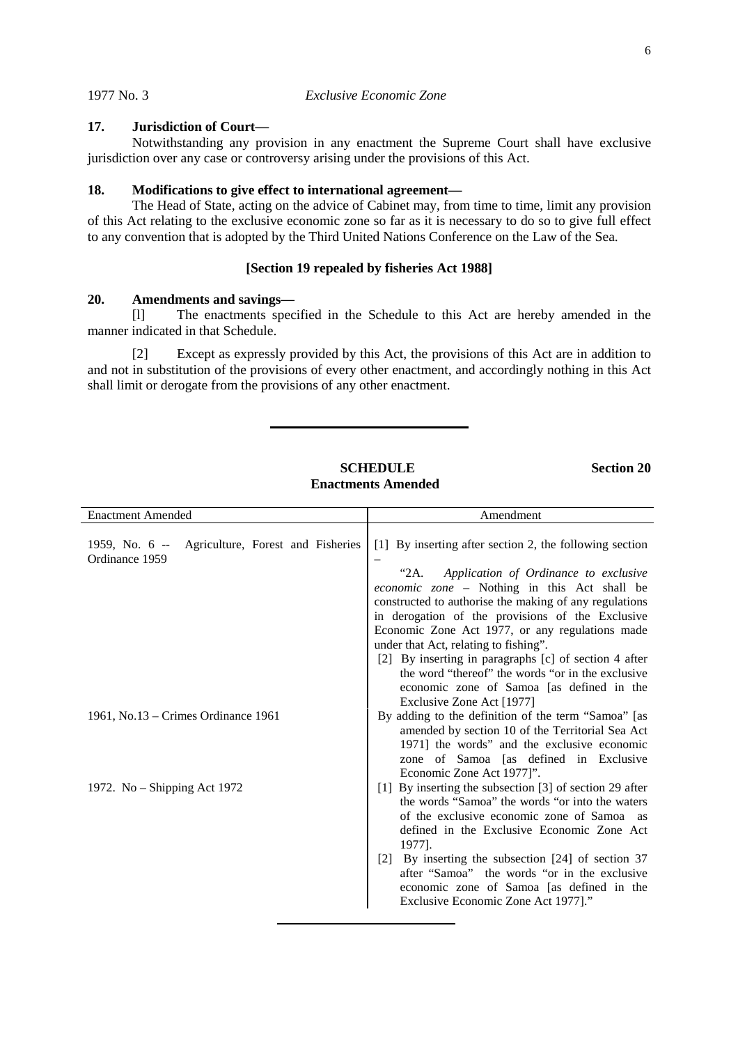### 17. Jurisdiction of Court—

Notwithstanding any provision in any enactment the Supreme Court shall have exclusive jurisdiction over any case or controversy arising under the provisions of this Act.

### 18. Modifications to give effect to international agreement—

The Head of State, acting on the advice of Cabinet may, from time to time, limit any provision of this Act relating to the exclusive economic zone so far as it is necessary to do so to give full effect to any convention that is adopted by the Third United Nations Conference on the Law of the Sea.

**[Section 19 repealed by fisheries Act 1988]**

### 20. Amendments and savings—

[l] The enactments specified in the Schedule to this Act are hereby amended in the manner indicated in that Schedule.

[2] Except as expressly provided by this Act, the provisions of this Act are in addition to and not in substitution of the provisions of every other enactment, and accordingly nothing in this Act shall limit or derogate from the provisions of any other enactment.

---

## SCHEDULE

**Section 20**

**Enactments Amended**

| Enactment Amended | Amendment |
|---|---|
| 1959, No. 6 -- Agriculture, Forest and Fisheries Ordinance 1959 | [1] By inserting after section 2, the following section – "2A. *Application of Ordinance to exclusive economic zone* – Nothing in this Act shall be constructed to authorise the making of any regulations in derogation of the provisions of the Exclusive Economic Zone Act 1977, or any regulations made under that Act, relating to fishing". [2] By inserting in paragraphs [c] of section 4 after the word "thereof" the words "or in the exclusive economic zone of Samoa [as defined in the Exclusive Zone Act [1977] |
| 1961, No.13 – Crimes Ordinance 1961 | By adding to the definition of the term "Samoa" [as amended by section 10 of the Territorial Sea Act 1971] the words" and the exclusive economic zone of Samoa [as defined in Exclusive Economic Zone Act 1977]". |
| 1972. No – Shipping Act 1972 | [1] By inserting the subsection [3] of section 29 after the words "Samoa" the words "or into the waters of the exclusive economic zone of Samoa as defined in the Exclusive Economic Zone Act 1977]. [2] By inserting the subsection [24] of section 37 after "Samoa" the words "or in the exclusive economic zone of Samoa [as defined in the Exclusive Economic Zone Act 1977]." |